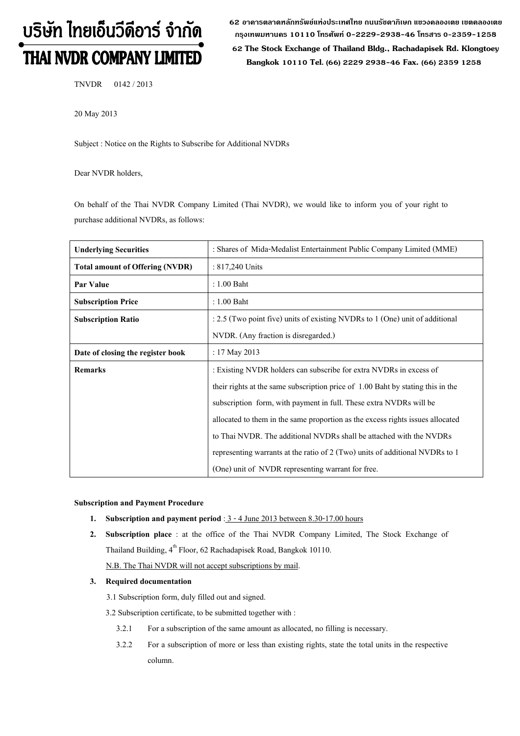# บริษัท ไทยเอ็นวีดีอาร์ จำกัด
# THAI NVDR COMPANY LIMITED

62 อาคารตลาดหลักทรัพย์แห่งประเทศไทย ถนนรัชดาภิเษก แขวงคลองเตย เขตคลองเตย กรุงเทพมหานคร 10110 โทรศัพท์ 0-2229-2938-46 โทรสาร 0-2359-1258

62 The Stock Exchange of Thailand Bldg., Rachadapisek Rd. Klongtoey Bangkok 10110 Tel. (66) 2229 2938-46 Fax. (66) 2359 1258

TNVDR 0142 / 2013

20 May 2013

Subject : Notice on the Rights to Subscribe for Additional NVDRs

Dear NVDR holders,

On behalf of the Thai NVDR Company Limited (Thai NVDR), we would like to inform you of your right to purchase additional NVDRs, as follows:

| **Underlying Securities** | : Shares of Mida-Medalist Entertainment Public Company Limited (MME) |
|---|---|
| **Total amount of Offering (NVDR)** | : 817,240 Units |
| **Par Value** | : 1.00 Baht |
| **Subscription Price** | : 1.00 Baht |
| **Subscription Ratio** | : 2.5 (Two point five) units of existing NVDRs to 1 (One) unit of additional NVDR. (Any fraction is disregarded.) |
| **Date of closing the register book** | : 17 May 2013 |
| **Remarks** | : Existing NVDR holders can subscribe for extra NVDRs in excess of their rights at the same subscription price of 1.00 Baht by stating this in the subscription form, with payment in full. These extra NVDRs will be allocated to them in the same proportion as the excess rights issues allocated to Thai NVDR. The additional NVDRs shall be attached with the NVDRs representing warrants at the ratio of 2 (Two) units of additional NVDRs to 1 (One) unit of NVDR representing warrant for free. |

**Subscription and Payment Procedure**

1. **Subscription and payment period** : 3 - 4 June 2013 between 8.30-17.00 hours
2. **Subscription place** : at the office of the Thai NVDR Company Limited, The Stock Exchange of Thailand Building, 4th Floor, 62 Rachadapisek Road, Bangkok 10110.
   N.B. The Thai NVDR will not accept subscriptions by mail.
3. **Required documentation**
   3.1 Subscription form, duly filled out and signed.
   3.2 Subscription certificate, to be submitted together with :
      3.2.1 For a subscription of the same amount as allocated, no filling is necessary.
      3.2.2 For a subscription of more or less than existing rights, state the total units in the respective column.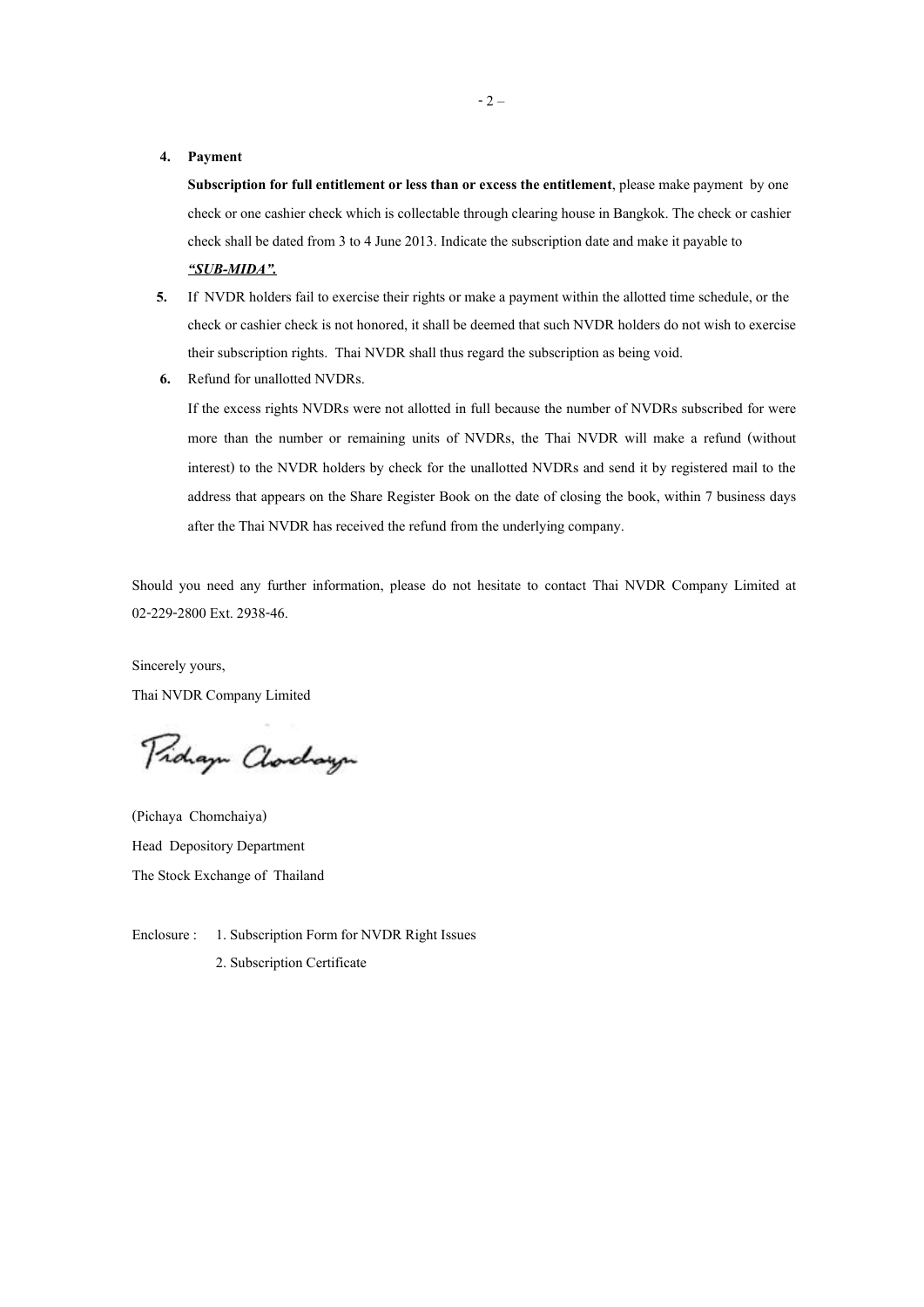4. **Payment**

   **Subscription for full entitlement or less than or excess the entitlement**, please make payment by one check or one cashier check which is collectable through clearing house in Bangkok. The check or cashier check shall be dated from 3 to 4 June 2013. Indicate the subscription date and make it payable to ***"SUB-MIDA".***

5. If NVDR holders fail to exercise their rights or make a payment within the allotted time schedule, or the check or cashier check is not honored, it shall be deemed that such NVDR holders do not wish to exercise their subscription rights. Thai NVDR shall thus regard the subscription as being void.

6. Refund for unallotted NVDRs.

   If the excess rights NVDRs were not allotted in full because the number of NVDRs subscribed for were more than the number or remaining units of NVDRs, the Thai NVDR will make a refund (without interest) to the NVDR holders by check for the unallotted NVDRs and send it by registered mail to the address that appears on the Share Register Book on the date of closing the book, within 7 business days after the Thai NVDR has received the refund from the underlying company.

Should you need any further information, please do not hesitate to contact Thai NVDR Company Limited at 02-229-2800 Ext. 2938-46.

Sincerely yours,

Thai NVDR Company Limited

(Pichaya Chomchaiya)

Head Depository Department

The Stock Exchange of Thailand

Enclosure : 1. Subscription Form for NVDR Right Issues

2. Subscription Certificate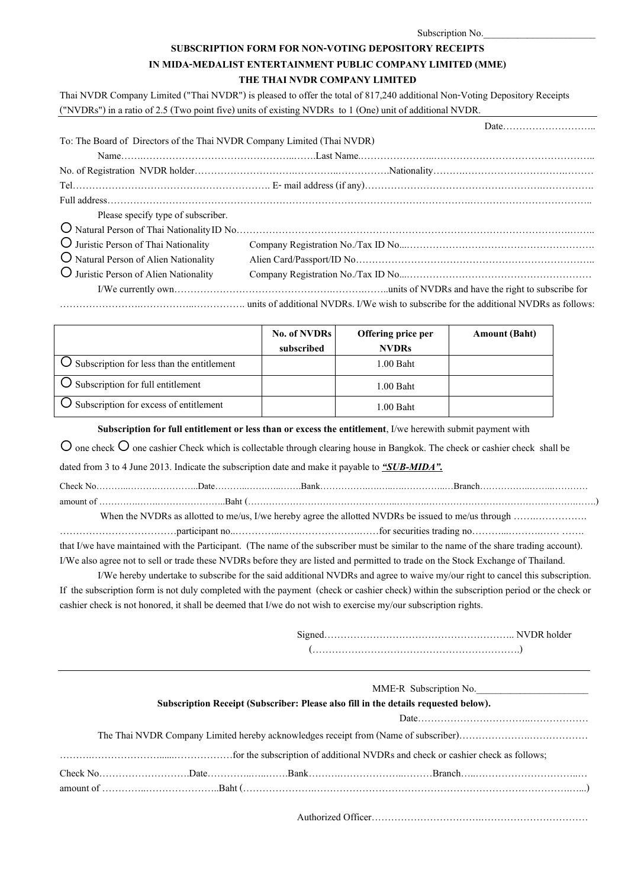Subscription No.______________________

**SUBSCRIPTION FORM FOR NON-VOTING DEPOSITORY RECEIPTS**

**IN MIDA-MEDALIST ENTERTAINMENT PUBLIC COMPANY LIMITED (MME)**

**THE THAI NVDR COMPANY LIMITED**

Thai NVDR Company Limited ("Thai NVDR") is pleased to offer the total of 817,240 additional Non-Voting Depository Receipts ("NVDRs") in a ratio of 2.5 (Two point five) units of existing NVDRs to 1 (One) unit of additional NVDR.

Date………………………..

To: The Board of Directors of the Thai NVDR Company Limited (Thai NVDR)

Name……..……………………………………..…….Last Name.…………………..…………………………………………..

No. of Registration NVDR holder………………………….……………..…………….Nationality……….…………………………….………

Tel……………………………………………………. E- mail address (if any)……………………………………………………….…………….

Full address…………………………………………………………………………………………………………..………………………………..

Please specify type of subscriber.

○ Natural Person of Thai Nationality ID No………………………………………………………………………………………………….……..

○ Juristic Person of Thai Nationality Company Registration No./Tax ID No...………………………………………………….

○ Natural Person of Alien Nationality Alien Card/Passport/ID No………………………………………………………………..

○ Juristic Person of Alien Nationality Company Registration No./Tax ID No...…………………………………………………

I/We currently own……………………………………………..……….……..units of NVDRs and have the right to subscribe for ……………………..……………..……………. units of additional NVDRs. I/We wish to subscribe for the additional NVDRs as follows:

| | No. of NVDRs subscribed | Offering price per NVDRs | Amount (Baht) |
|---|---|---|---|
| ○ Subscription for less than the entitlement | | 1.00 Baht | |
| ○ Subscription for full entitlement | | 1.00 Baht | |
| ○ Subscription for excess of entitlement | | 1.00 Baht | |

**Subscription for full entitlement or less than or excess the entitlement**, I/we herewith submit payment with

○ one check ○ one cashier Check which is collectable through clearing house in Bangkok. The check or cashier check shall be dated from 3 to 4 June 2013. Indicate the subscription date and make it payable to ***"SUB-MIDA".***

Check No………..……….………..Date………..……..…….Bank…………..……..…..………..…Branch……………..……..…………

amount of ………….……..……………...Baht (……………………………………………..………..…………………………………………..…….)

When the NVDRs as allotted to me/us, I/we hereby agree the allotted NVDRs be issued to me/us through ……..…………….

………………………………participant no..…………..……………………….……for securities trading no………...………..…… …….

that I/we have maintained with the Participant. (The name of the subscriber must be similar to the name of the share trading account). I/We also agree not to sell or trade these NVDRs before they are listed and permitted to trade on the Stock Exchange of Thailand.

I/We hereby undertake to subscribe for the said additional NVDRs and agree to waive my/our right to cancel this subscription. If the subscription form is not duly completed with the payment (check or cashier check) within the subscription period or the check or cashier check is not honored, it shall be deemed that I/we do not wish to exercise my/our subscription rights.

Signed………………………………………………….. NVDR holder

(……………………………………………………….)

---

MME-R Subscription No.______________________

**Subscription Receipt (Subscriber: Please also fill in the details requested below).**

Date……………………………..………………

The Thai NVDR Company Limited hereby acknowledges receipt from (Name of subscriber)…………………..………………

……….…………………......………………for the subscription of additional NVDRs and check or cashier check as follows;

Check No……………………….Date…………..…..…….Bank……….……………….………Branch…..…………………………..…

amount of …………..…………………..Baht (………………….………………………………………………………………….…...)

Authorized Officer……………………………………………………………